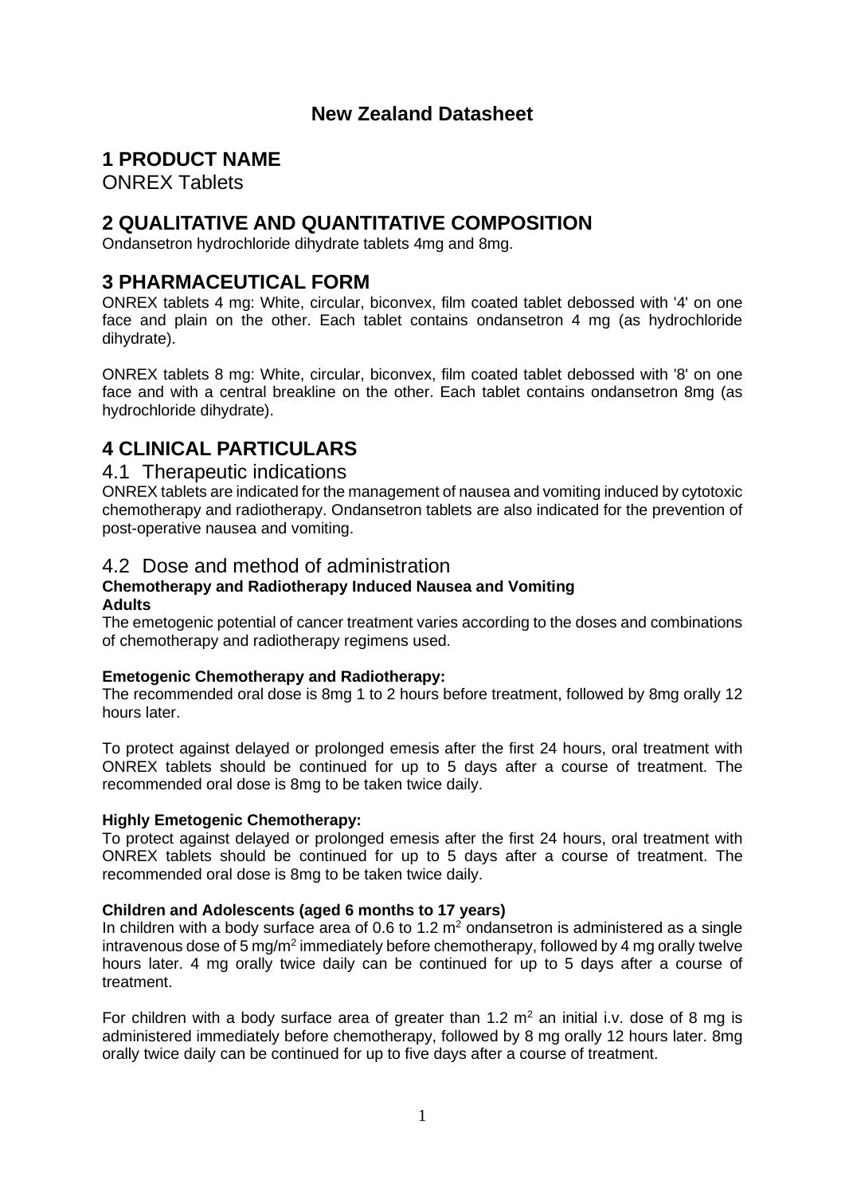**New Zealand Datasheet**

# 1 PRODUCT NAME

ONREX Tablets

# 2 QUALITATIVE AND QUANTITATIVE COMPOSITION

Ondansetron hydrochloride dihydrate tablets 4mg and 8mg.

# 3 PHARMACEUTICAL FORM

ONREX tablets 4 mg: White, circular, biconvex, film coated tablet debossed with '4' on one face and plain on the other. Each tablet contains ondansetron 4 mg (as hydrochloride dihydrate).

ONREX tablets 8 mg: White, circular, biconvex, film coated tablet debossed with '8' on one face and with a central breakline on the other. Each tablet contains ondansetron 8mg (as hydrochloride dihydrate).

# 4 CLINICAL PARTICULARS

## 4.1 Therapeutic indications

ONREX tablets are indicated for the management of nausea and vomiting induced by cytotoxic chemotherapy and radiotherapy. Ondansetron tablets are also indicated for the prevention of post-operative nausea and vomiting.

## 4.2 Dose and method of administration

**Chemotherapy and Radiotherapy Induced Nausea and Vomiting**

**Adults**

The emetogenic potential of cancer treatment varies according to the doses and combinations of chemotherapy and radiotherapy regimens used.

**Emetogenic Chemotherapy and Radiotherapy:**

The recommended oral dose is 8mg 1 to 2 hours before treatment, followed by 8mg orally 12 hours later.

To protect against delayed or prolonged emesis after the first 24 hours, oral treatment with ONREX tablets should be continued for up to 5 days after a course of treatment. The recommended oral dose is 8mg to be taken twice daily.

**Highly Emetogenic Chemotherapy:**

To protect against delayed or prolonged emesis after the first 24 hours, oral treatment with ONREX tablets should be continued for up to 5 days after a course of treatment. The recommended oral dose is 8mg to be taken twice daily.

**Children and Adolescents (aged 6 months to 17 years)**

In children with a body surface area of 0.6 to 1.2 $m^2$ ondansetron is administered as a single intravenous dose of 5 mg/$m^2$ immediately before chemotherapy, followed by 4 mg orally twelve hours later. 4 mg orally twice daily can be continued for up to 5 days after a course of treatment.

For children with a body surface area of greater than 1.2 $m^2$ an initial i.v. dose of 8 mg is administered immediately before chemotherapy, followed by 8 mg orally 12 hours later. 8mg orally twice daily can be continued for up to five days after a course of treatment.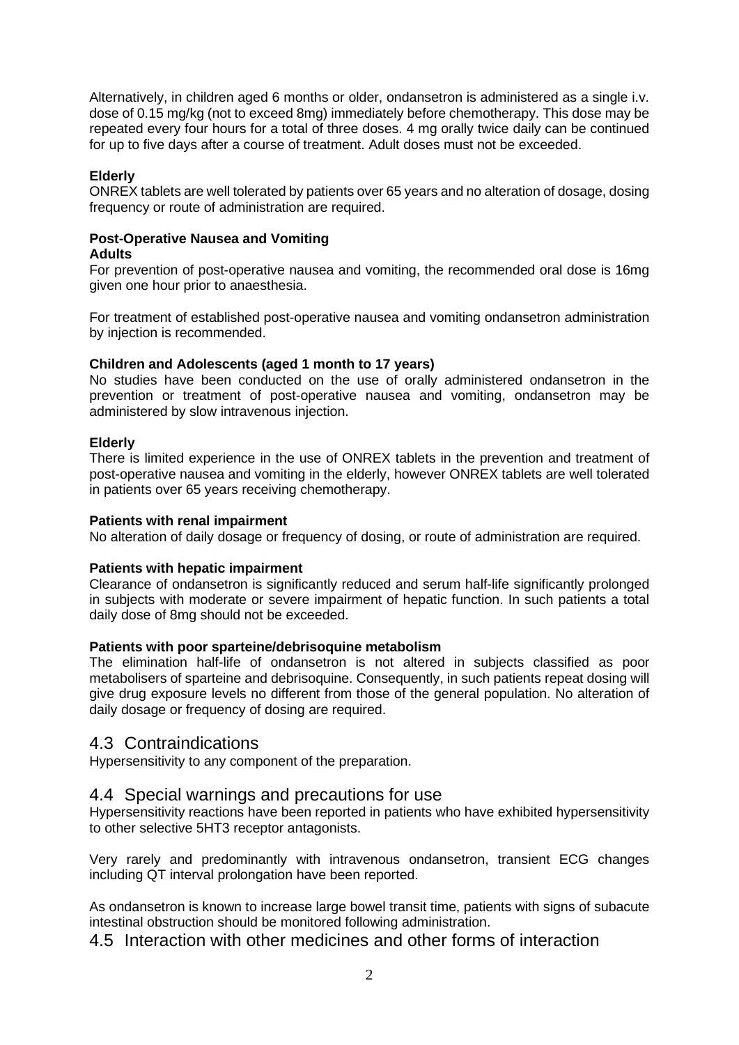Alternatively, in children aged 6 months or older, ondansetron is administered as a single i.v. dose of 0.15 mg/kg (not to exceed 8mg) immediately before chemotherapy. This dose may be repeated every four hours for a total of three doses. 4 mg orally twice daily can be continued for up to five days after a course of treatment. Adult doses must not be exceeded.

**Elderly**

ONREX tablets are well tolerated by patients over 65 years and no alteration of dosage, dosing frequency or route of administration are required.

**Post-Operative Nausea and Vomiting**

**Adults**

For prevention of post-operative nausea and vomiting, the recommended oral dose is 16mg given one hour prior to anaesthesia.

For treatment of established post-operative nausea and vomiting ondansetron administration by injection is recommended.

**Children and Adolescents (aged 1 month to 17 years)**

No studies have been conducted on the use of orally administered ondansetron in the prevention or treatment of post-operative nausea and vomiting, ondansetron may be administered by slow intravenous injection.

**Elderly**

There is limited experience in the use of ONREX tablets in the prevention and treatment of post-operative nausea and vomiting in the elderly, however ONREX tablets are well tolerated in patients over 65 years receiving chemotherapy.

**Patients with renal impairment**

No alteration of daily dosage or frequency of dosing, or route of administration are required.

**Patients with hepatic impairment**

Clearance of ondansetron is significantly reduced and serum half-life significantly prolonged in subjects with moderate or severe impairment of hepatic function. In such patients a total daily dose of 8mg should not be exceeded.

**Patients with poor sparteine/debrisoquine metabolism**

The elimination half-life of ondansetron is not altered in subjects classified as poor metabolisers of sparteine and debrisoquine. Consequently, in such patients repeat dosing will give drug exposure levels no different from those of the general population. No alteration of daily dosage or frequency of dosing are required.

## 4.3 Contraindications

Hypersensitivity to any component of the preparation.

## 4.4 Special warnings and precautions for use

Hypersensitivity reactions have been reported in patients who have exhibited hypersensitivity to other selective 5HT3 receptor antagonists.

Very rarely and predominantly with intravenous ondansetron, transient ECG changes including QT interval prolongation have been reported.

As ondansetron is known to increase large bowel transit time, patients with signs of subacute intestinal obstruction should be monitored following administration.

## 4.5 Interaction with other medicines and other forms of interaction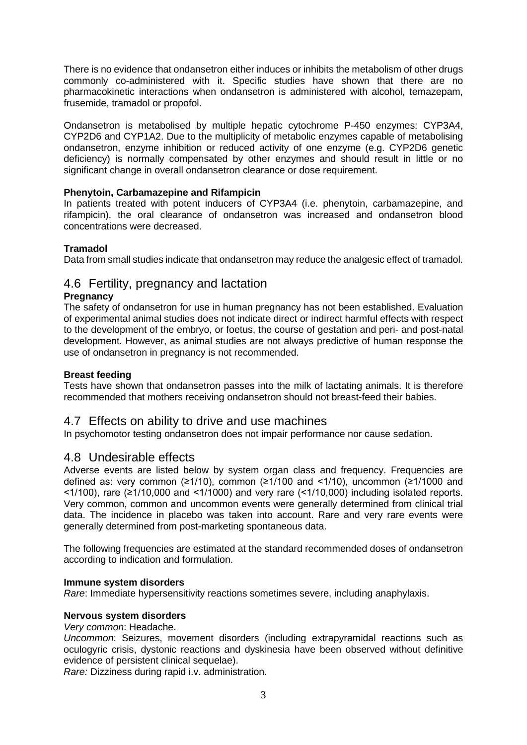There is no evidence that ondansetron either induces or inhibits the metabolism of other drugs commonly co-administered with it. Specific studies have shown that there are no pharmacokinetic interactions when ondansetron is administered with alcohol, temazepam, frusemide, tramadol or propofol.

Ondansetron is metabolised by multiple hepatic cytochrome P-450 enzymes: CYP3A4, CYP2D6 and CYP1A2. Due to the multiplicity of metabolic enzymes capable of metabolising ondansetron, enzyme inhibition or reduced activity of one enzyme (e.g. CYP2D6 genetic deficiency) is normally compensated by other enzymes and should result in little or no significant change in overall ondansetron clearance or dose requirement.

**Phenytoin, Carbamazepine and Rifampicin**
In patients treated with potent inducers of CYP3A4 (i.e. phenytoin, carbamazepine, and rifampicin), the oral clearance of ondansetron was increased and ondansetron blood concentrations were decreased.

**Tramadol**
Data from small studies indicate that ondansetron may reduce the analgesic effect of tramadol.

## 4.6 Fertility, pregnancy and lactation

**Pregnancy**
The safety of ondansetron for use in human pregnancy has not been established. Evaluation of experimental animal studies does not indicate direct or indirect harmful effects with respect to the development of the embryo, or foetus, the course of gestation and peri- and post-natal development. However, as animal studies are not always predictive of human response the use of ondansetron in pregnancy is not recommended.

**Breast feeding**
Tests have shown that ondansetron passes into the milk of lactating animals. It is therefore recommended that mothers receiving ondansetron should not breast-feed their babies.

## 4.7 Effects on ability to drive and use machines

In psychomotor testing ondansetron does not impair performance nor cause sedation.

## 4.8 Undesirable effects

Adverse events are listed below by system organ class and frequency. Frequencies are defined as: very common (≥1/10), common (≥1/100 and <1/10), uncommon (≥1/1000 and <1/100), rare (≥1/10,000 and <1/1000) and very rare (<1/10,000) including isolated reports. Very common, common and uncommon events were generally determined from clinical trial data. The incidence in placebo was taken into account. Rare and very rare events were generally determined from post-marketing spontaneous data.

The following frequencies are estimated at the standard recommended doses of ondansetron according to indication and formulation.

**Immune system disorders**
*Rare*: Immediate hypersensitivity reactions sometimes severe, including anaphylaxis.

**Nervous system disorders**
*Very common*: Headache.
*Uncommon*: Seizures, movement disorders (including extrapyramidal reactions such as oculogyric crisis, dystonic reactions and dyskinesia have been observed without definitive evidence of persistent clinical sequelae).
*Rare:* Dizziness during rapid i.v. administration.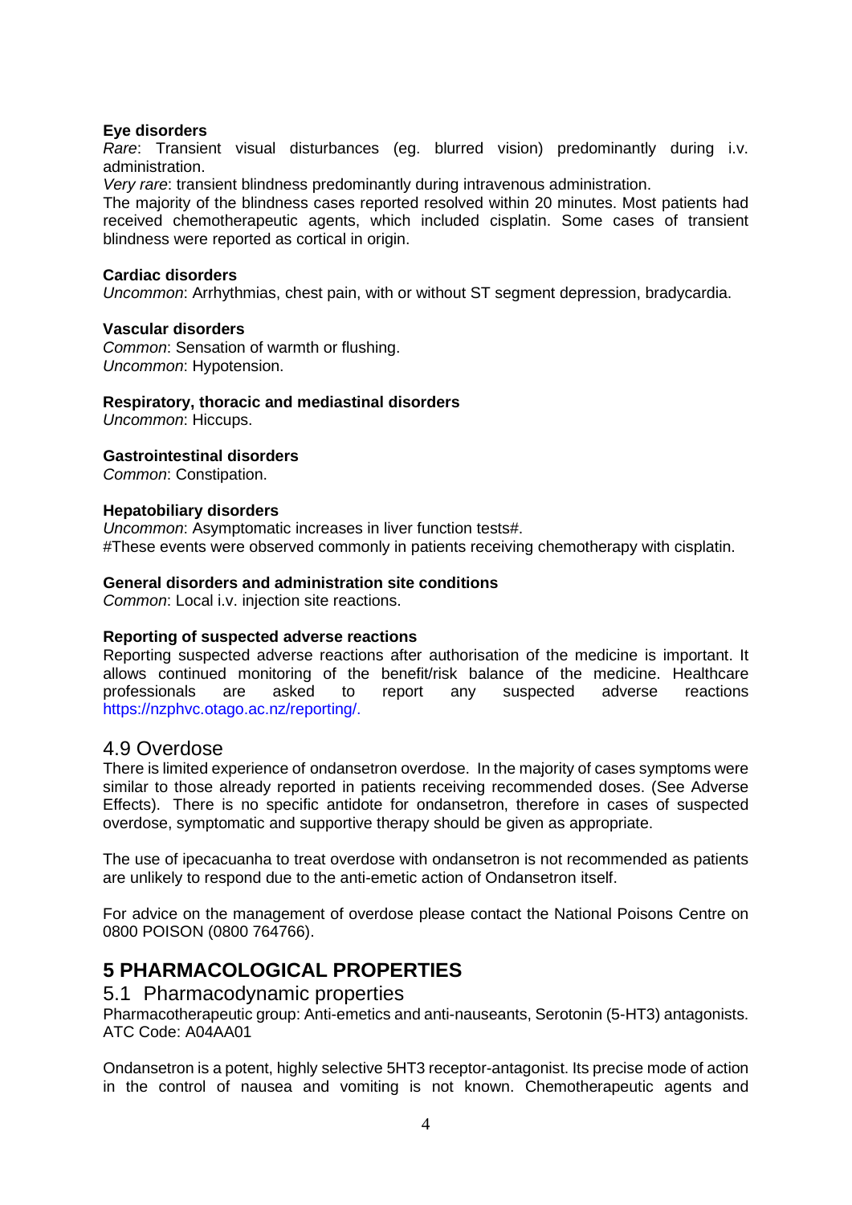**Eye disorders**

*Rare*: Transient visual disturbances (eg. blurred vision) predominantly during i.v. administration.

*Very rare*: transient blindness predominantly during intravenous administration.

The majority of the blindness cases reported resolved within 20 minutes. Most patients had received chemotherapeutic agents, which included cisplatin. Some cases of transient blindness were reported as cortical in origin.

**Cardiac disorders**

*Uncommon*: Arrhythmias, chest pain, with or without ST segment depression, bradycardia.

**Vascular disorders**

*Common*: Sensation of warmth or flushing.

*Uncommon*: Hypotension.

**Respiratory, thoracic and mediastinal disorders**

*Uncommon*: Hiccups.

**Gastrointestinal disorders**

*Common*: Constipation.

**Hepatobiliary disorders**

*Uncommon*: Asymptomatic increases in liver function tests#.

#These events were observed commonly in patients receiving chemotherapy with cisplatin.

**General disorders and administration site conditions**

*Common*: Local i.v. injection site reactions.

**Reporting of suspected adverse reactions**

Reporting suspected adverse reactions after authorisation of the medicine is important. It allows continued monitoring of the benefit/risk balance of the medicine. Healthcare professionals are asked to report any suspected adverse reactions https://nzphvc.otago.ac.nz/reporting/.

## 4.9 Overdose

There is limited experience of ondansetron overdose. In the majority of cases symptoms were similar to those already reported in patients receiving recommended doses. (See Adverse Effects). There is no specific antidote for ondansetron, therefore in cases of suspected overdose, symptomatic and supportive therapy should be given as appropriate.

The use of ipecacuanha to treat overdose with ondansetron is not recommended as patients are unlikely to respond due to the anti-emetic action of Ondansetron itself.

For advice on the management of overdose please contact the National Poisons Centre on 0800 POISON (0800 764766).

# 5 PHARMACOLOGICAL PROPERTIES

## 5.1 Pharmacodynamic properties

Pharmacotherapeutic group: Anti-emetics and anti-nauseants, Serotonin (5-HT3) antagonists. ATC Code: A04AA01

Ondansetron is a potent, highly selective 5HT3 receptor-antagonist. Its precise mode of action in the control of nausea and vomiting is not known. Chemotherapeutic agents and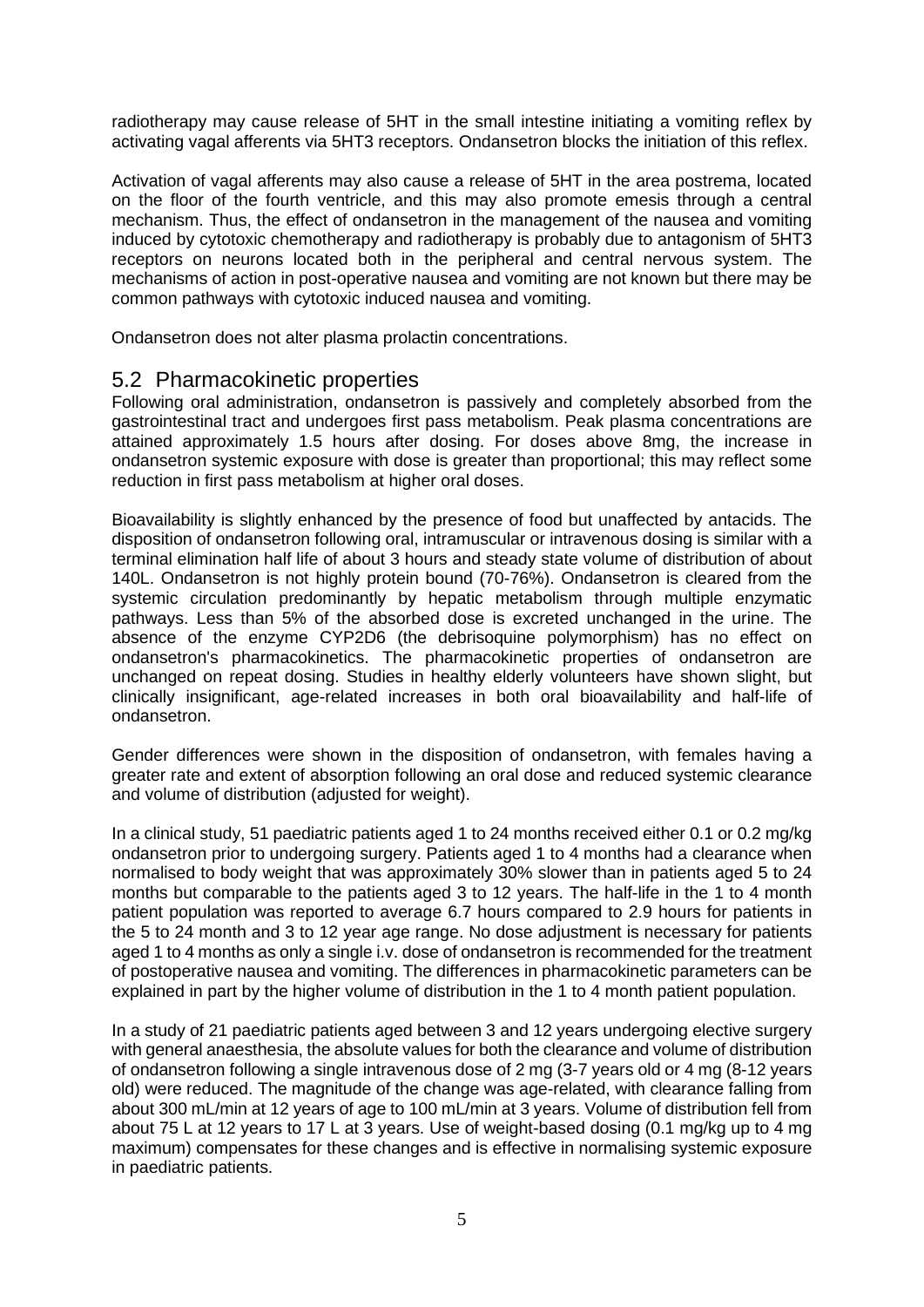radiotherapy may cause release of 5HT in the small intestine initiating a vomiting reflex by activating vagal afferents via 5HT3 receptors. Ondansetron blocks the initiation of this reflex.

Activation of vagal afferents may also cause a release of 5HT in the area postrema, located on the floor of the fourth ventricle, and this may also promote emesis through a central mechanism. Thus, the effect of ondansetron in the management of the nausea and vomiting induced by cytotoxic chemotherapy and radiotherapy is probably due to antagonism of 5HT3 receptors on neurons located both in the peripheral and central nervous system. The mechanisms of action in post-operative nausea and vomiting are not known but there may be common pathways with cytotoxic induced nausea and vomiting.

Ondansetron does not alter plasma prolactin concentrations.

## 5.2 Pharmacokinetic properties

Following oral administration, ondansetron is passively and completely absorbed from the gastrointestinal tract and undergoes first pass metabolism. Peak plasma concentrations are attained approximately 1.5 hours after dosing. For doses above 8mg, the increase in ondansetron systemic exposure with dose is greater than proportional; this may reflect some reduction in first pass metabolism at higher oral doses.

Bioavailability is slightly enhanced by the presence of food but unaffected by antacids. The disposition of ondansetron following oral, intramuscular or intravenous dosing is similar with a terminal elimination half life of about 3 hours and steady state volume of distribution of about 140L. Ondansetron is not highly protein bound (70-76%). Ondansetron is cleared from the systemic circulation predominantly by hepatic metabolism through multiple enzymatic pathways. Less than 5% of the absorbed dose is excreted unchanged in the urine. The absence of the enzyme CYP2D6 (the debrisoquine polymorphism) has no effect on ondansetron's pharmacokinetics. The pharmacokinetic properties of ondansetron are unchanged on repeat dosing. Studies in healthy elderly volunteers have shown slight, but clinically insignificant, age-related increases in both oral bioavailability and half-life of ondansetron.

Gender differences were shown in the disposition of ondansetron, with females having a greater rate and extent of absorption following an oral dose and reduced systemic clearance and volume of distribution (adjusted for weight).

In a clinical study, 51 paediatric patients aged 1 to 24 months received either 0.1 or 0.2 mg/kg ondansetron prior to undergoing surgery. Patients aged 1 to 4 months had a clearance when normalised to body weight that was approximately 30% slower than in patients aged 5 to 24 months but comparable to the patients aged 3 to 12 years. The half-life in the 1 to 4 month patient population was reported to average 6.7 hours compared to 2.9 hours for patients in the 5 to 24 month and 3 to 12 year age range. No dose adjustment is necessary for patients aged 1 to 4 months as only a single i.v. dose of ondansetron is recommended for the treatment of postoperative nausea and vomiting. The differences in pharmacokinetic parameters can be explained in part by the higher volume of distribution in the 1 to 4 month patient population.

In a study of 21 paediatric patients aged between 3 and 12 years undergoing elective surgery with general anaesthesia, the absolute values for both the clearance and volume of distribution of ondansetron following a single intravenous dose of 2 mg (3-7 years old or 4 mg (8-12 years old) were reduced. The magnitude of the change was age-related, with clearance falling from about 300 mL/min at 12 years of age to 100 mL/min at 3 years. Volume of distribution fell from about 75 L at 12 years to 17 L at 3 years. Use of weight-based dosing (0.1 mg/kg up to 4 mg maximum) compensates for these changes and is effective in normalising systemic exposure in paediatric patients.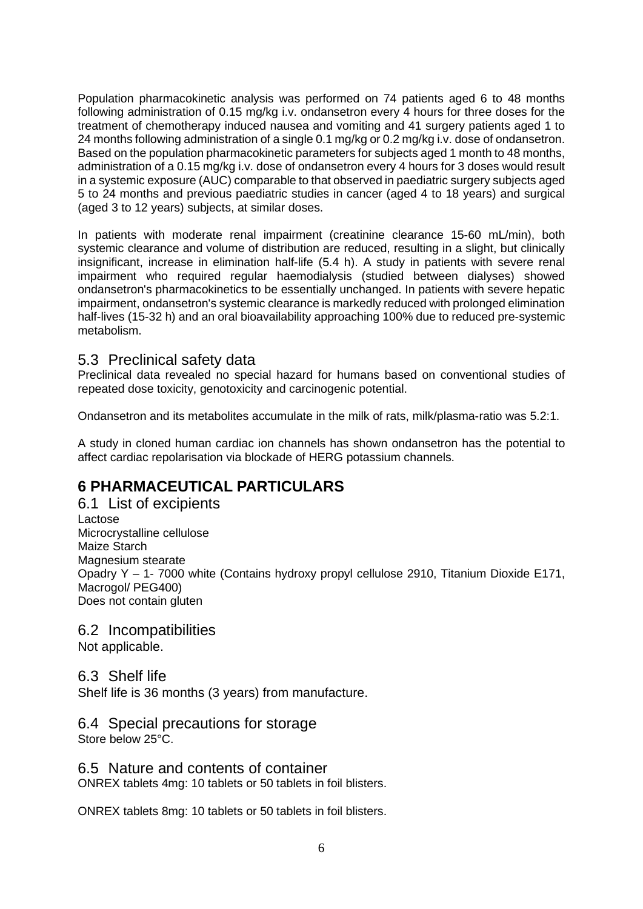Population pharmacokinetic analysis was performed on 74 patients aged 6 to 48 months following administration of 0.15 mg/kg i.v. ondansetron every 4 hours for three doses for the treatment of chemotherapy induced nausea and vomiting and 41 surgery patients aged 1 to 24 months following administration of a single 0.1 mg/kg or 0.2 mg/kg i.v. dose of ondansetron. Based on the population pharmacokinetic parameters for subjects aged 1 month to 48 months, administration of a 0.15 mg/kg i.v. dose of ondansetron every 4 hours for 3 doses would result in a systemic exposure (AUC) comparable to that observed in paediatric surgery subjects aged 5 to 24 months and previous paediatric studies in cancer (aged 4 to 18 years) and surgical (aged 3 to 12 years) subjects, at similar doses.

In patients with moderate renal impairment (creatinine clearance 15-60 mL/min), both systemic clearance and volume of distribution are reduced, resulting in a slight, but clinically insignificant, increase in elimination half-life (5.4 h). A study in patients with severe renal impairment who required regular haemodialysis (studied between dialyses) showed ondansetron's pharmacokinetics to be essentially unchanged. In patients with severe hepatic impairment, ondansetron's systemic clearance is markedly reduced with prolonged elimination half-lives (15-32 h) and an oral bioavailability approaching 100% due to reduced pre-systemic metabolism.

## 5.3 Preclinical safety data

Preclinical data revealed no special hazard for humans based on conventional studies of repeated dose toxicity, genotoxicity and carcinogenic potential.

Ondansetron and its metabolites accumulate in the milk of rats, milk/plasma-ratio was 5.2:1.

A study in cloned human cardiac ion channels has shown ondansetron has the potential to affect cardiac repolarisation via blockade of HERG potassium channels.

# 6 PHARMACEUTICAL PARTICULARS

## 6.1 List of excipients

Lactose
Microcrystalline cellulose
Maize Starch
Magnesium stearate
Opadry Y – 1- 7000 white (Contains hydroxy propyl cellulose 2910, Titanium Dioxide E171, Macrogol/ PEG400)
Does not contain gluten

## 6.2 Incompatibilities

Not applicable.

## 6.3 Shelf life

Shelf life is 36 months (3 years) from manufacture.

## 6.4 Special precautions for storage

Store below 25°C.

## 6.5 Nature and contents of container

ONREX tablets 4mg: 10 tablets or 50 tablets in foil blisters.

ONREX tablets 8mg: 10 tablets or 50 tablets in foil blisters.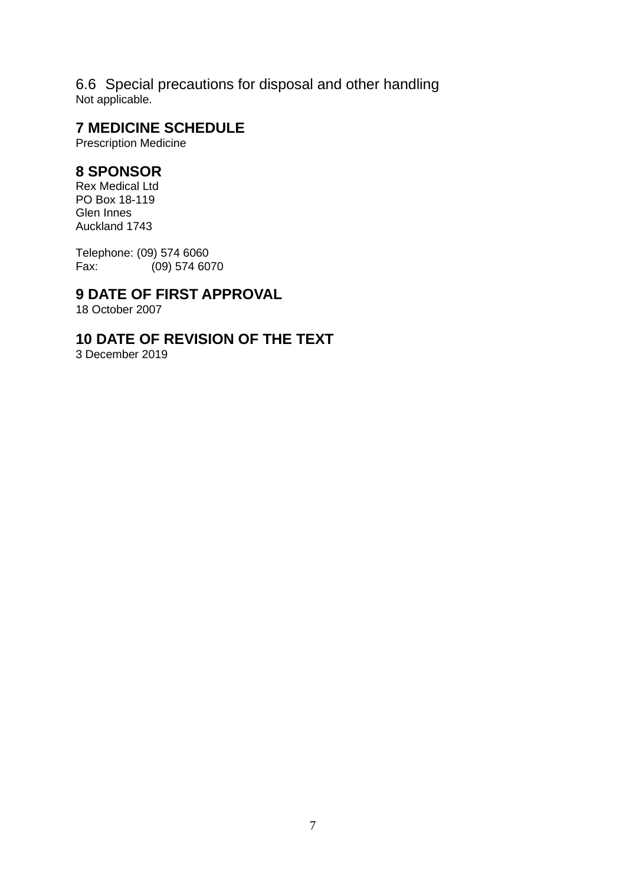### 6.6 Special precautions for disposal and other handling

Not applicable.

## 7 MEDICINE SCHEDULE

Prescription Medicine

## 8 SPONSOR

Rex Medical Ltd
PO Box 18-119
Glen Innes
Auckland 1743

Telephone: (09) 574 6060
Fax: (09) 574 6070

## 9 DATE OF FIRST APPROVAL

18 October 2007

## 10 DATE OF REVISION OF THE TEXT

3 December 2019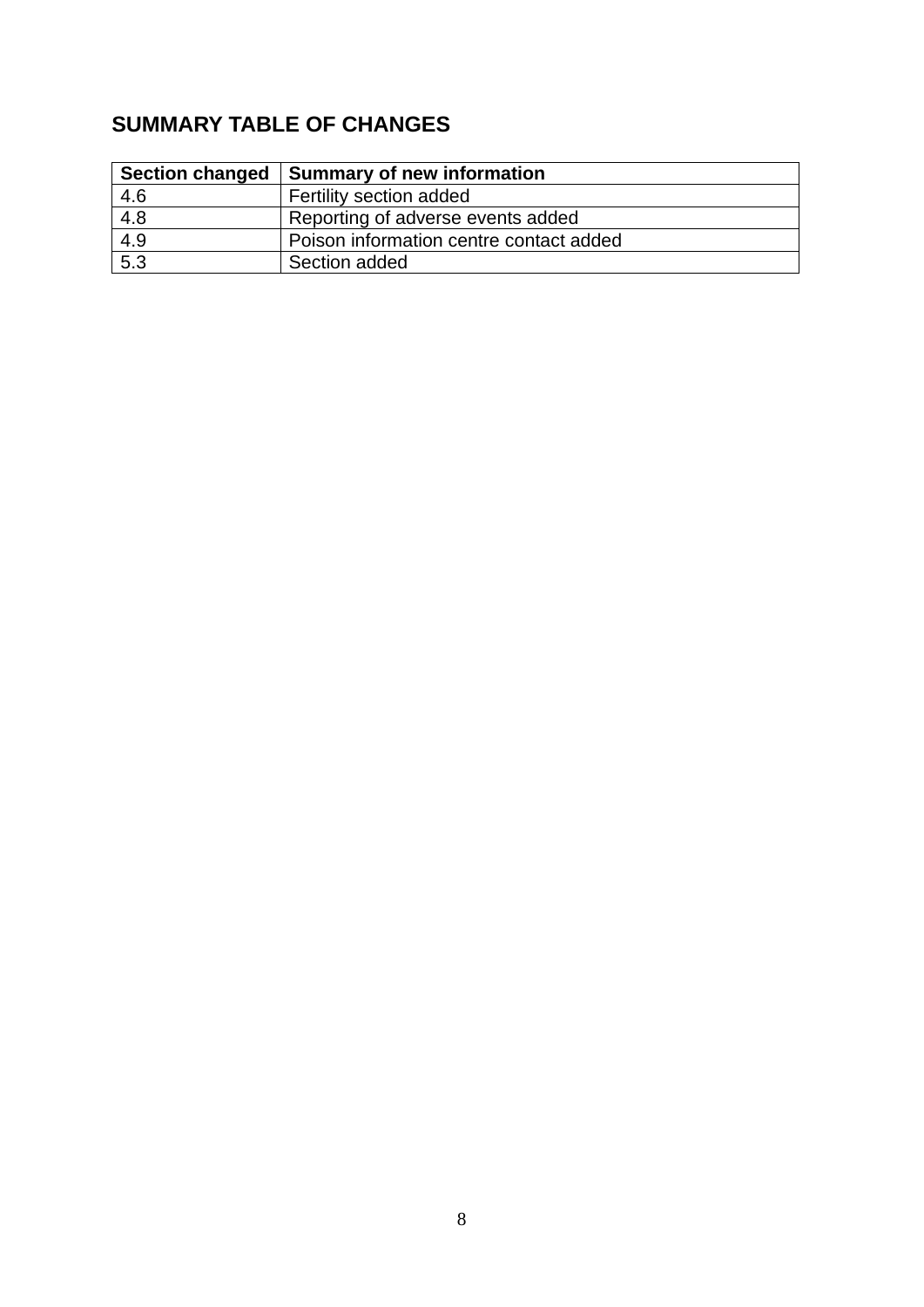## SUMMARY TABLE OF CHANGES

| **Section changed** | **Summary of new information** |
| --- | --- |
| 4.6 | Fertility section added |
| 4.8 | Reporting of adverse events added |
| 4.9 | Poison information centre contact added |
| 5.3 | Section added |